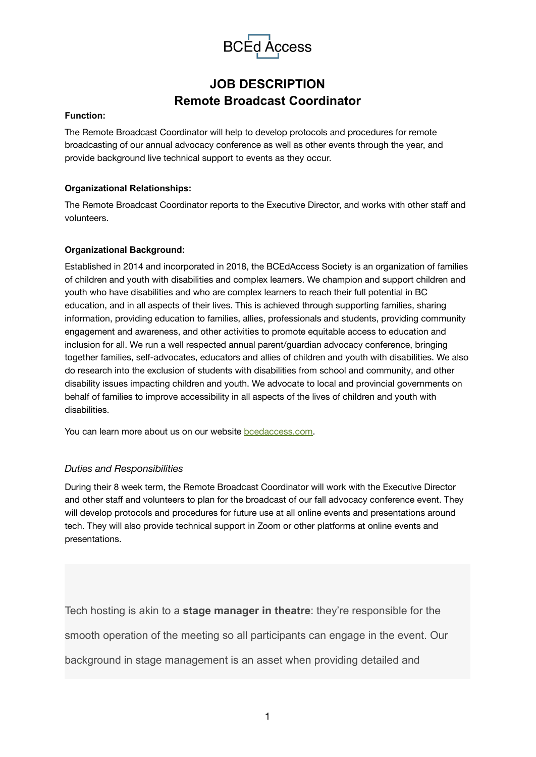BCEd Access

# JOB DESCRIPTION
# Remote Broadcast Coordinator

**Function:**

The Remote Broadcast Coordinator will help to develop protocols and procedures for remote broadcasting of our annual advocacy conference as well as other events through the year, and provide background live technical support to events as they occur.

**Organizational Relationships:**

The Remote Broadcast Coordinator reports to the Executive Director, and works with other staff and volunteers.

**Organizational Background:**

Established in 2014 and incorporated in 2018, the BCEdAccess Society is an organization of families of children and youth with disabilities and complex learners. We champion and support children and youth who have disabilities and who are complex learners to reach their full potential in BC education, and in all aspects of their lives. This is achieved through supporting families, sharing information, providing education to families, allies, professionals and students, providing community engagement and awareness, and other activities to promote equitable access to education and inclusion for all. We run a well respected annual parent/guardian advocacy conference, bringing together families, self-advocates, educators and allies of children and youth with disabilities. We also do research into the exclusion of students with disabilities from school and community, and other disability issues impacting children and youth. We advocate to local and provincial governments on behalf of families to improve accessibility in all aspects of the lives of children and youth with disabilities.

You can learn more about us on our website [bcedaccess.com](bcedaccess.com).

*Duties and Responsibilities*

During their 8 week term, the Remote Broadcast Coordinator will work with the Executive Director and other staff and volunteers to plan for the broadcast of our fall advocacy conference event. They will develop protocols and procedures for future use at all online events and presentations around tech. They will also provide technical support in Zoom or other platforms at online events and presentations.

Tech hosting is akin to a **stage manager in theatre**: they're responsible for the smooth operation of the meeting so all participants can engage in the event. Our background in stage management is an asset when providing detailed and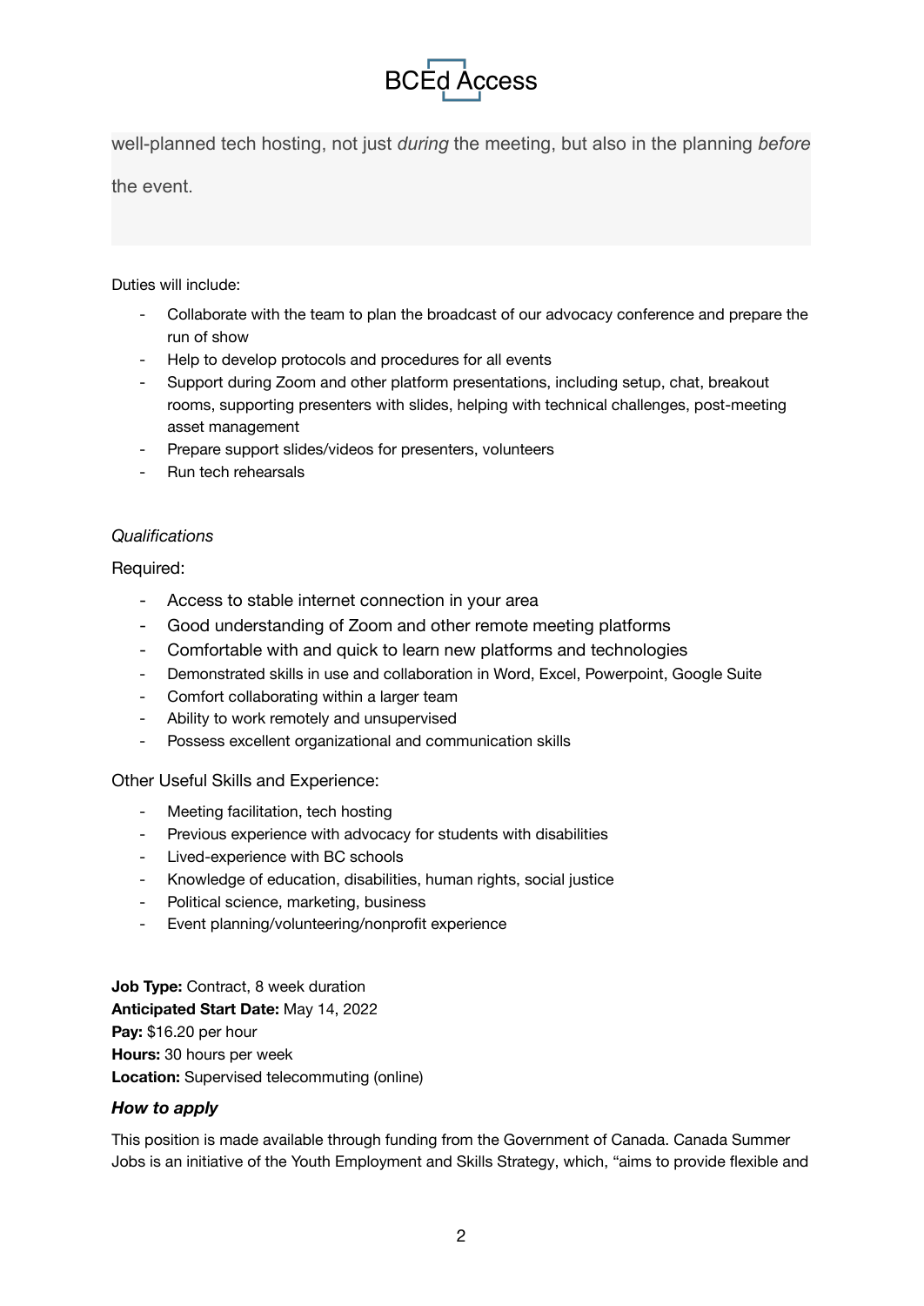well-planned tech hosting, not just *during* the meeting, but also in the planning *before* the event.

Duties will include:

- Collaborate with the team to plan the broadcast of our advocacy conference and prepare the run of show
- Help to develop protocols and procedures for all events
- Support during Zoom and other platform presentations, including setup, chat, breakout rooms, supporting presenters with slides, helping with technical challenges, post-meeting asset management
- Prepare support slides/videos for presenters, volunteers
- Run tech rehearsals

*Qualifications*

Required:

- Access to stable internet connection in your area
- Good understanding of Zoom and other remote meeting platforms
- Comfortable with and quick to learn new platforms and technologies
- Demonstrated skills in use and collaboration in Word, Excel, Powerpoint, Google Suite
- Comfort collaborating within a larger team
- Ability to work remotely and unsupervised
- Possess excellent organizational and communication skills

Other Useful Skills and Experience:

- Meeting facilitation, tech hosting
- Previous experience with advocacy for students with disabilities
- Lived-experience with BC schools
- Knowledge of education, disabilities, human rights, social justice
- Political science, marketing, business
- Event planning/volunteering/nonprofit experience

**Job Type:** Contract, 8 week duration
**Anticipated Start Date:** May 14, 2022
**Pay:** $16.20 per hour
**Hours:** 30 hours per week
**Location:** Supervised telecommuting (online)

### ***How to apply***

This position is made available through funding from the Government of Canada. Canada Summer Jobs is an initiative of the Youth Employment and Skills Strategy, which, "aims to provide flexible and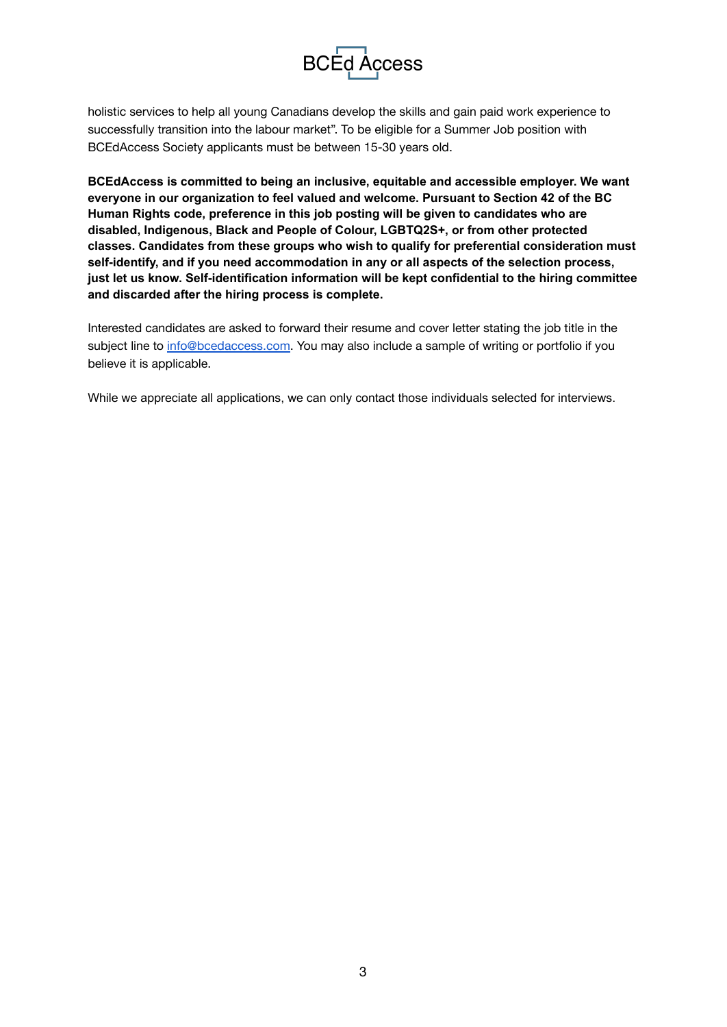holistic services to help all young Canadians develop the skills and gain paid work experience to successfully transition into the labour market". To be eligible for a Summer Job position with BCEdAccess Society applicants must be between 15-30 years old.

**BCEdAccess is committed to being an inclusive, equitable and accessible employer. We want everyone in our organization to feel valued and welcome. Pursuant to Section 42 of the BC Human Rights code, preference in this job posting will be given to candidates who are disabled, Indigenous, Black and People of Colour, LGBTQ2S+, or from other protected classes. Candidates from these groups who wish to qualify for preferential consideration must self-identify, and if you need accommodation in any or all aspects of the selection process, just let us know. Self-identification information will be kept confidential to the hiring committee and discarded after the hiring process is complete.**

Interested candidates are asked to forward their resume and cover letter stating the job title in the subject line to info@bcedaccess.com. You may also include a sample of writing or portfolio if you believe it is applicable.

While we appreciate all applications, we can only contact those individuals selected for interviews.